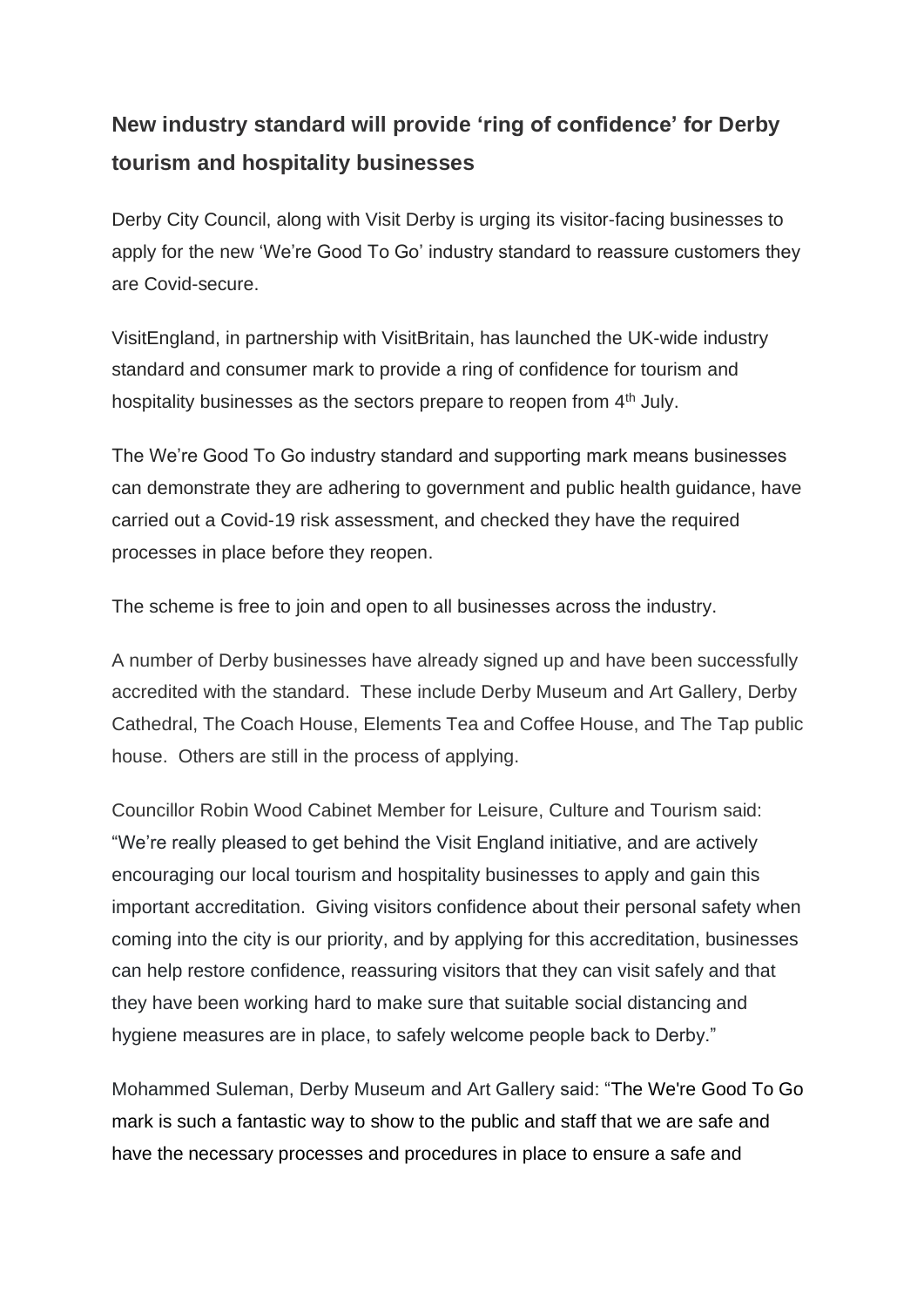## New industry standard will provide 'ring of confidence' for Derby tourism and hospitality businesses

Derby City Council, along with Visit Derby is urging its visitor-facing businesses to apply for the new 'We're Good To Go' industry standard to reassure customers they are Covid-secure.

VisitEngland, in partnership with VisitBritain, has launched the UK-wide industry standard and consumer mark to provide a ring of confidence for tourism and hospitality businesses as the sectors prepare to reopen from 4th July.

The We're Good To Go industry standard and supporting mark means businesses can demonstrate they are adhering to government and public health guidance, have carried out a Covid-19 risk assessment, and checked they have the required processes in place before they reopen.

The scheme is free to join and open to all businesses across the industry.

A number of Derby businesses have already signed up and have been successfully accredited with the standard. These include Derby Museum and Art Gallery, Derby Cathedral, The Coach House, Elements Tea and Coffee House, and The Tap public house. Others are still in the process of applying.

Councillor Robin Wood Cabinet Member for Leisure, Culture and Tourism said: "We're really pleased to get behind the Visit England initiative, and are actively encouraging our local tourism and hospitality businesses to apply and gain this important accreditation. Giving visitors confidence about their personal safety when coming into the city is our priority, and by applying for this accreditation, businesses can help restore confidence, reassuring visitors that they can visit safely and that they have been working hard to make sure that suitable social distancing and hygiene measures are in place, to safely welcome people back to Derby."

Mohammed Suleman, Derby Museum and Art Gallery said: "The We're Good To Go mark is such a fantastic way to show to the public and staff that we are safe and have the necessary processes and procedures in place to ensure a safe and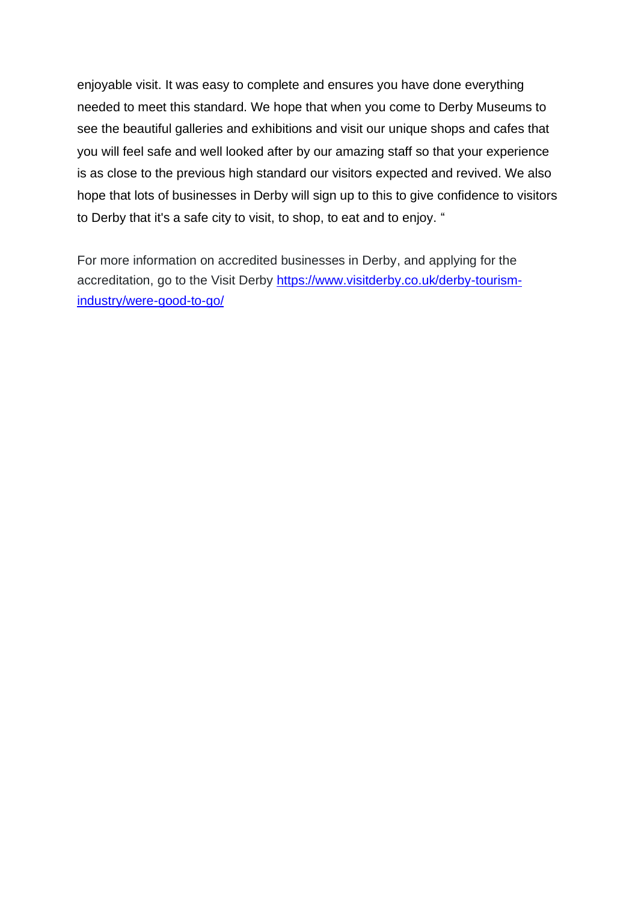enjoyable visit. It was easy to complete and ensures you have done everything needed to meet this standard. We hope that when you come to Derby Museums to see the beautiful galleries and exhibitions and visit our unique shops and cafes that you will feel safe and well looked after by our amazing staff so that your experience is as close to the previous high standard our visitors expected and revived. We also hope that lots of businesses in Derby will sign up to this to give confidence to visitors to Derby that it's a safe city to visit, to shop, to eat and to enjoy. "

For more information on accredited businesses in Derby, and applying for the accreditation, go to the Visit Derby [https://www.visitderby.co.uk/derby-tourism-industry/were-good-to-go/](https://www.visitderby.co.uk/derby-tourism-industry/were-good-to-go/)